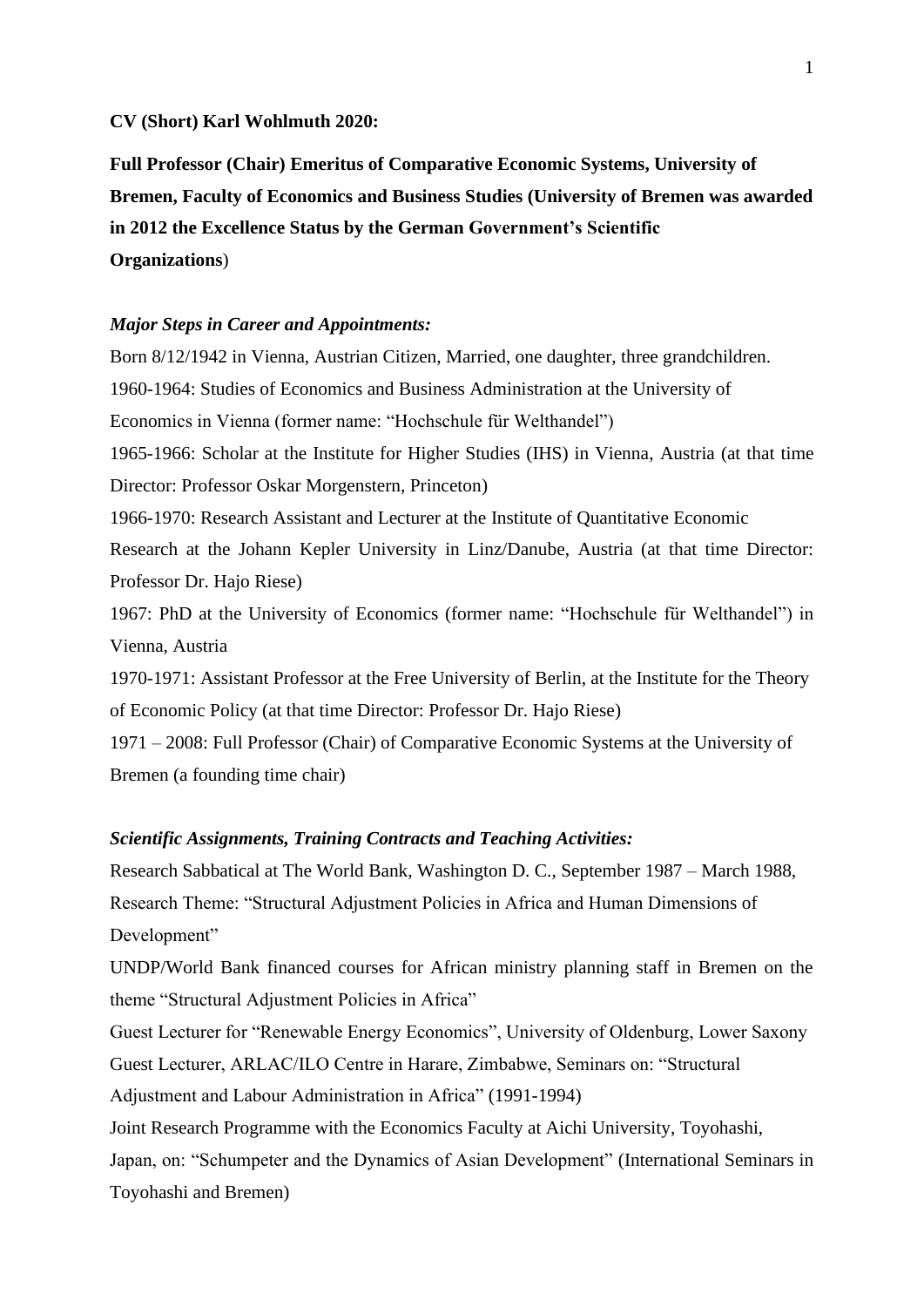**CV (Short) Karl Wohlmuth 2020:**

**Full Professor (Chair) Emeritus of Comparative Economic Systems, University of Bremen, Faculty of Economics and Business Studies (University of Bremen was awarded in 2012 the Excellence Status by the German Government's Scientific Organizations**)

***Major Steps in Career and Appointments:***

Born 8/12/1942 in Vienna, Austrian Citizen, Married, one daughter, three grandchildren.

1960-1964: Studies of Economics and Business Administration at the University of Economics in Vienna (former name: "Hochschule für Welthandel")

1965-1966: Scholar at the Institute for Higher Studies (IHS) in Vienna, Austria (at that time Director: Professor Oskar Morgenstern, Princeton)

1966-1970: Research Assistant and Lecturer at the Institute of Quantitative Economic Research at the Johann Kepler University in Linz/Danube, Austria (at that time Director: Professor Dr. Hajo Riese)

1967: PhD at the University of Economics (former name: "Hochschule für Welthandel") in Vienna, Austria

1970-1971: Assistant Professor at the Free University of Berlin, at the Institute for the Theory of Economic Policy (at that time Director: Professor Dr. Hajo Riese)

1971 – 2008: Full Professor (Chair) of Comparative Economic Systems at the University of Bremen (a founding time chair)

***Scientific Assignments, Training Contracts and Teaching Activities:***

Research Sabbatical at The World Bank, Washington D. C., September 1987 – March 1988, Research Theme: "Structural Adjustment Policies in Africa and Human Dimensions of Development"

UNDP/World Bank financed courses for African ministry planning staff in Bremen on the theme "Structural Adjustment Policies in Africa"

Guest Lecturer for "Renewable Energy Economics", University of Oldenburg, Lower Saxony

Guest Lecturer, ARLAC/ILO Centre in Harare, Zimbabwe, Seminars on: "Structural Adjustment and Labour Administration in Africa" (1991-1994)

Joint Research Programme with the Economics Faculty at Aichi University, Toyohashi, Japan, on: "Schumpeter and the Dynamics of Asian Development" (International Seminars in Toyohashi and Bremen)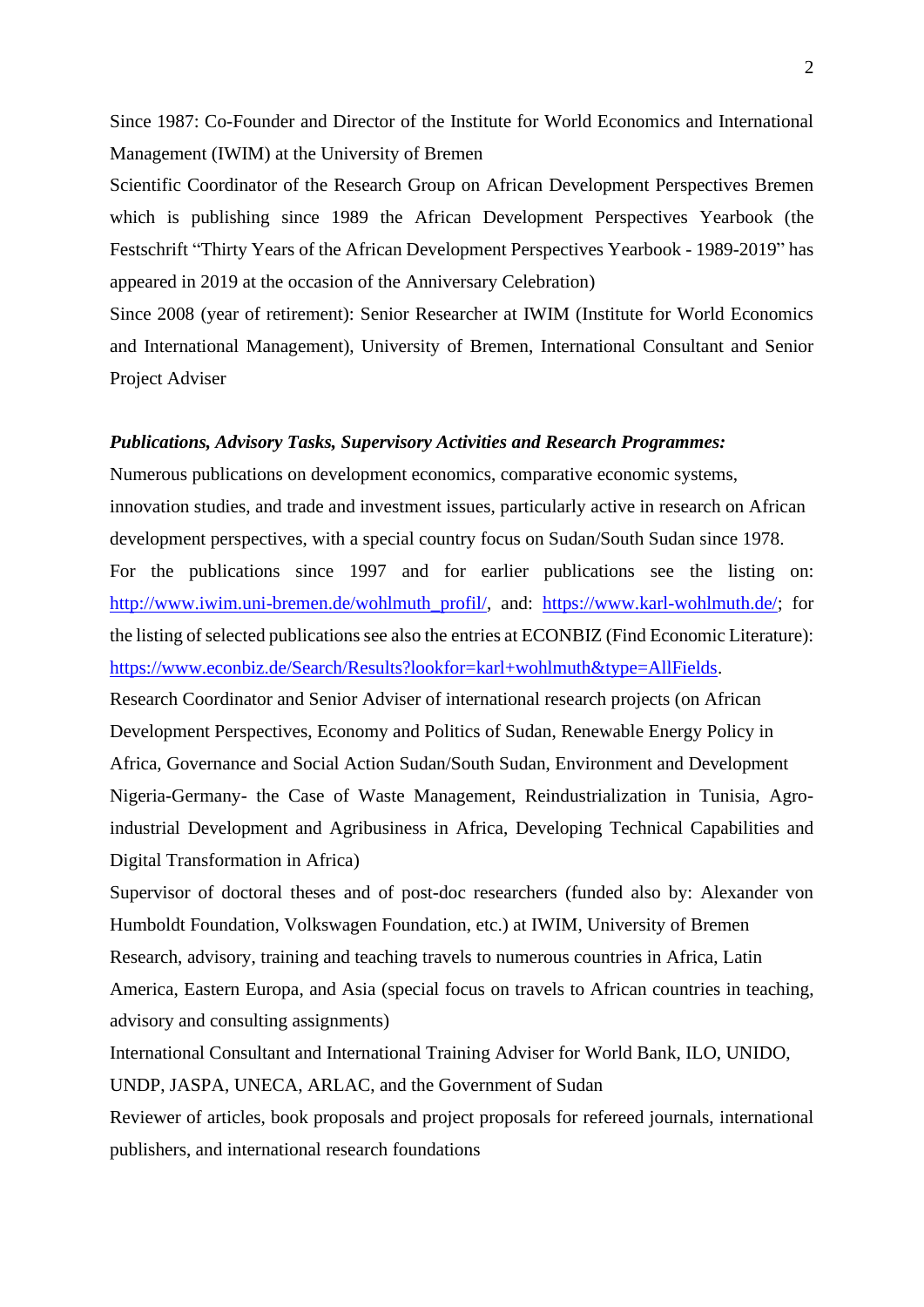Since 1987: Co-Founder and Director of the Institute for World Economics and International Management (IWIM) at the University of Bremen

Scientific Coordinator of the Research Group on African Development Perspectives Bremen which is publishing since 1989 the African Development Perspectives Yearbook (the Festschrift "Thirty Years of the African Development Perspectives Yearbook - 1989-2019" has appeared in 2019 at the occasion of the Anniversary Celebration)

Since 2008 (year of retirement): Senior Researcher at IWIM (Institute for World Economics and International Management), University of Bremen, International Consultant and Senior Project Adviser

***Publications, Advisory Tasks, Supervisory Activities and Research Programmes:***

Numerous publications on development economics, comparative economic systems, innovation studies, and trade and investment issues, particularly active in research on African development perspectives, with a special country focus on Sudan/South Sudan since 1978.

For the publications since 1997 and for earlier publications see the listing on: [http://www.iwim.uni-bremen.de/wohlmuth_profil/](http://www.iwim.uni-bremen.de/wohlmuth_profil/), and: [https://www.karl-wohlmuth.de/](https://www.karl-wohlmuth.de/); for the listing of selected publications see also the entries at ECONBIZ (Find Economic Literature): [https://www.econbiz.de/Search/Results?lookfor=karl+wohlmuth&type=AllFields](https://www.econbiz.de/Search/Results?lookfor=karl+wohlmuth&type=AllFields).

Research Coordinator and Senior Adviser of international research projects (on African Development Perspectives, Economy and Politics of Sudan, Renewable Energy Policy in Africa, Governance and Social Action Sudan/South Sudan, Environment and Development Nigeria-Germany- the Case of Waste Management, Reindustrialization in Tunisia, Agro-industrial Development and Agribusiness in Africa, Developing Technical Capabilities and Digital Transformation in Africa)

Supervisor of doctoral theses and of post-doc researchers (funded also by: Alexander von Humboldt Foundation, Volkswagen Foundation, etc.) at IWIM, University of Bremen

Research, advisory, training and teaching travels to numerous countries in Africa, Latin America, Eastern Europa, and Asia (special focus on travels to African countries in teaching, advisory and consulting assignments)

International Consultant and International Training Adviser for World Bank, ILO, UNIDO, UNDP, JASPA, UNECA, ARLAC, and the Government of Sudan

Reviewer of articles, book proposals and project proposals for refereed journals, international publishers, and international research foundations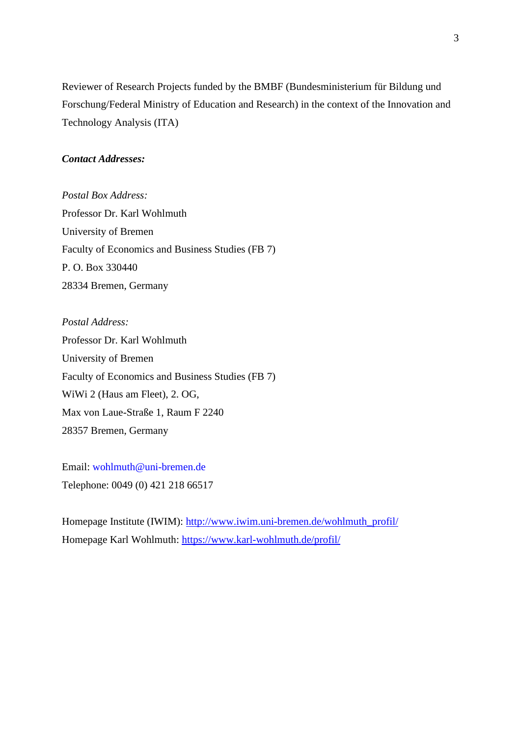Reviewer of Research Projects funded by the BMBF (Bundesministerium für Bildung und Forschung/Federal Ministry of Education and Research) in the context of the Innovation and Technology Analysis (ITA)

***Contact Addresses:***

*Postal Box Address:*
Professor Dr. Karl Wohlmuth
University of Bremen
Faculty of Economics and Business Studies (FB 7)
P. O. Box 330440
28334 Bremen, Germany

*Postal Address:*
Professor Dr. Karl Wohlmuth
University of Bremen
Faculty of Economics and Business Studies (FB 7)
WiWi 2 (Haus am Fleet), 2. OG,
Max von Laue-Straße 1, Raum F 2240
28357 Bremen, Germany

Email: wohlmuth@uni-bremen.de
Telephone: 0049 (0) 421 218 66517

Homepage Institute (IWIM): http://www.iwim.uni-bremen.de/wohlmuth_profil/
Homepage Karl Wohlmuth: https://www.karl-wohlmuth.de/profil/